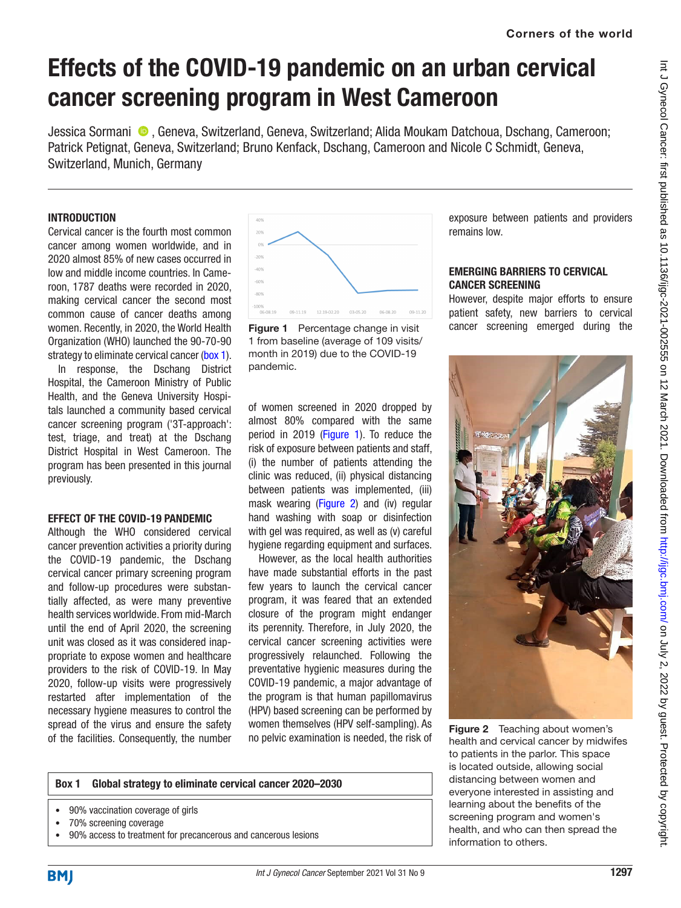Corners of the world

# Effects of the COVID-19 pandemic on an urban cervical cancer screening program in West Cameroon

Jessica Sormani, Geneva, Switzerland, Geneva, Switzerland; Alida Moukam Datchoua, Dschang, Cameroon; Patrick Petignat, Geneva, Switzerland; Bruno Kenfack, Dschang, Cameroon and Nicole C Schmidt, Geneva, Switzerland, Munich, Germany

## INTRODUCTION

Cervical cancer is the fourth most common cancer among women worldwide, and in 2020 almost 85% of new cases occurred in low and middle income countries. In Cameroon, 1787 deaths were recorded in 2020, making cervical cancer the second most common cause of cancer deaths among women. Recently, in 2020, the World Health Organization (WHO) launched the 90-70-90 strategy to eliminate cervical cancer (box 1).

In response, the Dschang District Hospital, the Cameroon Ministry of Public Health, and the Geneva University Hospitals launched a community based cervical cancer screening program ('3T-approach': test, triage, and treat) at the Dschang District Hospital in West Cameroon. The program has been presented in this journal previously.

## EFFECT OF THE COVID-19 PANDEMIC

Although the WHO considered cervical cancer prevention activities a priority during the COVID-19 pandemic, the Dschang cervical cancer primary screening program and follow-up procedures were substantially affected, as were many preventive health services worldwide. From mid-March until the end of April 2020, the screening unit was closed as it was considered inappropriate to expose women and healthcare providers to the risk of COVID-19. In May 2020, follow-up visits were progressively restarted after implementation of the necessary hygiene measures to control the spread of the virus and ensure the safety of the facilities. Consequently, the number of women screened in 2020 dropped by almost 80% compared with the same period in 2019 (Figure 1). To reduce the risk of exposure between patients and staff, (i) the number of patients attending the clinic was reduced, (ii) physical distancing between patients was implemented, (iii) mask wearing (Figure 2) and (iv) regular hand washing with soap or disinfection with gel was required, as well as (v) careful hygiene regarding equipment and surfaces.

Figure 1 Percentage change in visit 1 from baseline (average of 109 visits/month in 2019) due to the COVID-19 pandemic.

However, as the local health authorities have made substantial efforts in the past few years to launch the cervical cancer program, it was feared that an extended closure of the program might endanger its perennity. Therefore, in July 2020, the cervical cancer screening activities were progressively relaunched. Following the preventative hygienic measures during the COVID-19 pandemic, a major advantage of the program is that human papillomavirus (HPV) based screening can be performed by women themselves (HPV self-sampling). As no pelvic examination is needed, the risk of exposure between patients and providers remains low.

## EMERGING BARRIERS TO CERVICAL CANCER SCREENING

However, despite major efforts to ensure patient safety, new barriers to cervical cancer screening emerged during the

Figure 2 Teaching about women's health and cervical cancer by midwifes to patients in the parlor. This space is located outside, allowing social distancing between women and everyone interested in assisting and learning about the benefits of the screening program and women's health, and who can then spread the information to others.

| Box 1 Global strategy to eliminate cervical cancer 2020–2030 |
|---|
| • 90% vaccination coverage of girls<br>• 70% screening coverage<br>• 90% access to treatment for precancerous and cancerous lesions |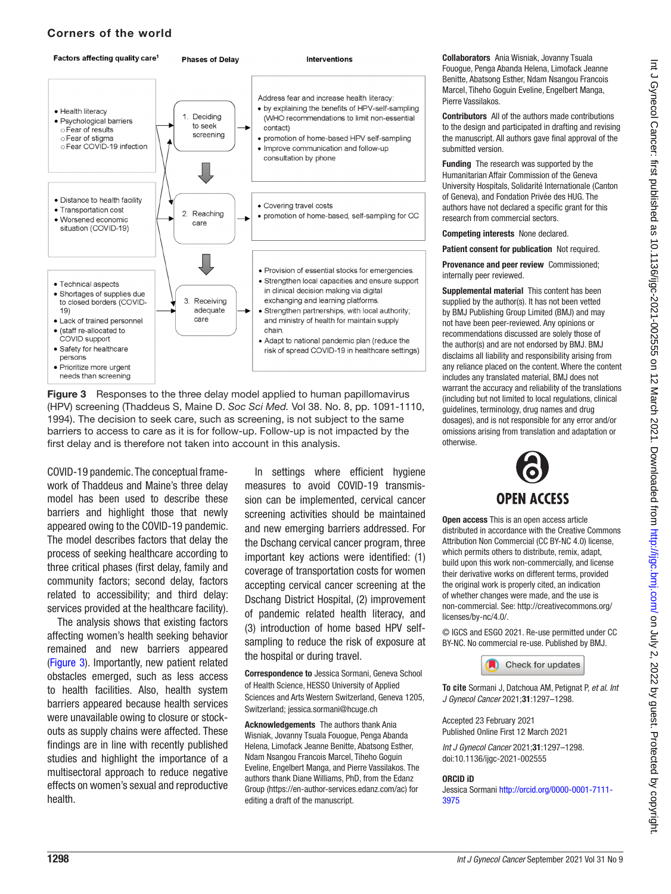## Corners of the world

Factors affecting quality care[1] | Phases of Delay | Interventions

- Health literacy
- Psychological barriers
  - Fear of results
  - Fear of stigma
  - Fear COVID-19 infection

1. Deciding to seek screening

Address fear and increase health literacy:
- by explaining the benefits of HPV-self-sampling (WHO recommendations to limit non-essential contact)
- promotion of home-based HPV self-sampling
- Improve communication and follow-up consultation by phone

- Distance to health facility
- Transportation cost
- Worsened economic situation (COVID-19)

2. Reaching care

- Covering travel costs
- promotion of home-based, self-sampling for CC

- Technical aspects
- Shortages of supplies due to closed borders (COVID-19)
- Lack of trained personnel
- (staff re-allocated to COVID support
- Safety for healthcare persons
- Prioritize more urgent needs than screening

3. Receiving adequate care

- Provision of essential stocks for emergencies.
- Strengthen local capacities and ensure support in clinical decision making via digital exchanging and learning platforms.
- Strengthen partnerships, with local authority; and ministry of health for maintain supply chain.
- Adapt to national pandemic plan (reduce the risk of spread COVID-19 in healthcare settings)

**Figure 3** Responses to the three delay model applied to human papillomavirus (HPV) screening (Thaddeus S, Maine D. *Soc Sci Med.* Vol 38. No. 8, pp. 1091-1110, 1994). The decision to seek care, such as screening, is not subject to the same barriers to access to care as it is for follow-up. Follow-up is not impacted by the first delay and is therefore not taken into account in this analysis.

COVID-19 pandemic. The conceptual framework of Thaddeus and Maine's three delay model has been used to describe these barriers and highlight those that newly appeared owing to the COVID-19 pandemic. The model describes factors that delay the process of seeking healthcare according to three critical phases (first delay, family and community factors; second delay, factors related to accessibility; and third delay: services provided at the healthcare facility).

The analysis shows that existing factors affecting women's health seeking behavior remained and new barriers appeared (Figure 3). Importantly, new patient related obstacles emerged, such as less access to health facilities. Also, health system barriers appeared because health services were unavailable owing to closure or stock-outs as supply chains were affected. These findings are in line with recently published studies and highlight the importance of a multisectoral approach to reduce negative effects on women's sexual and reproductive health.

In settings where efficient hygiene measures to avoid COVID-19 transmission can be implemented, cervical cancer screening activities should be maintained and new emerging barriers addressed. For the Dschang cervical cancer program, three important key actions were identified: (1) coverage of transportation costs for women accepting cervical cancer screening at the Dschang District Hospital, (2) improvement of pandemic related health literacy, and (3) introduction of home based HPV self-sampling to reduce the risk of exposure at the hospital or during travel.

**Correspondence to** Jessica Sormani, Geneva School of Health Science, HESSO University of Applied Sciences and Arts Western Switzerland, Geneva 1205, Switzerland; jessica.sormani@hcuge.ch

**Acknowledgements** The authors thank Ania Wisniak, Jovanny Tsuala Fouogue, Penga Abanda Helena, Limofack Jeanne Benitte, Abatsong Esther, Ndam Nsangou Francois Marcel, Tiheho Goguin Eveline, Engelbert Manga, and Pierre Vassilakos. The authors thank Diane Williams, PhD, from the Edanz Group (https://en-author-services.edanz.com/ac) for editing a draft of the manuscript.

**Collaborators** Ania Wisniak, Jovanny Tsuala Fouogue, Penga Abanda Helena, Limofack Jeanne Benitte, Abatsong Esther, Ndam Nsangou Francois Marcel, Tiheho Goguin Eveline, Engelbert Manga, Pierre Vassilakos.

**Contributors** All of the authors made contributions to the design and participated in drafting and revising the manuscript. All authors gave final approval of the submitted version.

**Funding** The research was supported by the Humanitarian Affair Commission of the Geneva University Hospitals, Solidarité Internationale (Canton of Geneva), and Fondation Privée des HUG. The authors have not declared a specific grant for this research from commercial sectors.

**Competing interests** None declared.

**Patient consent for publication** Not required.

**Provenance and peer review** Commissioned; internally peer reviewed.

**Supplemental material** This content has been supplied by the author(s). It has not been vetted by BMJ Publishing Group Limited (BMJ) and may not have been peer-reviewed. Any opinions or recommendations discussed are solely those of the author(s) and are not endorsed by BMJ. BMJ disclaims all liability and responsibility arising from any reliance placed on the content. Where the content includes any translated material, BMJ does not warrant the accuracy and reliability of the translations (including but not limited to local regulations, clinical guidelines, terminology, drug names and drug dosages), and is not responsible for any error and/or omissions arising from translation and adaptation or otherwise.

OPEN ACCESS

**Open access** This is an open access article distributed in accordance with the Creative Commons Attribution Non Commercial (CC BY-NC 4.0) license, which permits others to distribute, remix, adapt, build upon this work non-commercially, and license their derivative works on different terms, provided the original work is properly cited, an indication of whether changes were made, and the use is non-commercial. See: http://creativecommons.org/licenses/by-nc/4.0/.

© IGCS and ESGO 2021. Re-use permitted under CC BY-NC. No commercial re-use. Published by BMJ.

**To cite** Sormani J, Datchoua AM, Petignat P, *et al. Int J Gynecol Cancer* 2021;**31**:1297–1298.

Accepted 23 February 2021
Published Online First 12 March 2021

*Int J Gynecol Cancer* 2021;**31**:1297–1298.
doi:10.1136/ijgc-2021-002555

**ORCID iD**

Jessica Sormani http://orcid.org/0000-0001-7111-3975